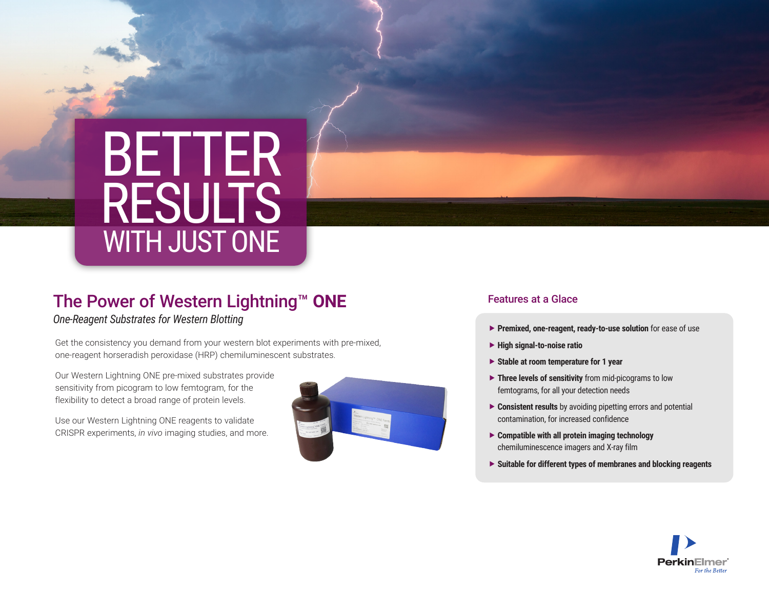# BETTER RESULTS WITH JUST ONE

## The Power of Western Lightning™ ONE

*One-Reagent Substrates for Western Blotting*

Get the consistency you demand from your western blot experiments with pre-mixed, one-reagent horseradish peroxidase (HRP) chemiluminescent substrates.

Our Western Lightning ONE pre-mixed substrates provide sensitivity from picogram to low femtogram, for the flexibility to detect a broad range of protein levels.

Use our Western Lightning ONE reagents to validate CRISPR experiments, *in vivo* imaging studies, and more.

### Features at a Glace

- **Premixed, one-reagent, ready-to-use solution** for ease of use
- **High signal-to-noise ratio**
- **Stable at room temperature for 1 year**
- **Three levels of sensitivity** from mid-picograms to low femtograms, for all your detection needs
- **Consistent results** by avoiding pipetting errors and potential contamination, for increased confidence
- **Compatible with all protein imaging technology** chemiluminescence imagers and X-ray film
- **Suitable for different types of membranes and blocking reagents**

PerkinElmer
For the Better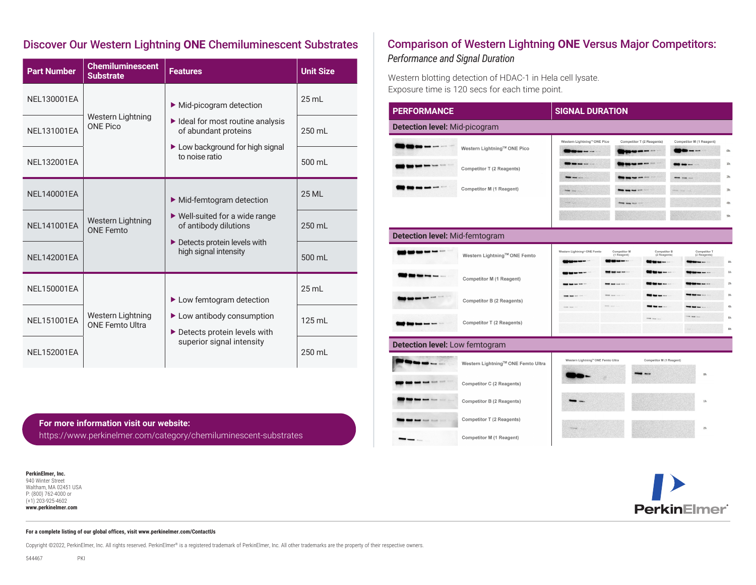## Discover Our Western Lightning ONE Chemiluminescent Substrates

| Part Number | Chemiluminescent Substrate | Features | Unit Size |
|---|---|---|---|
| NEL130001EA | Western Lightning ONE Pico | ▶ Mid-picogram detection ▶ Ideal for most routine analysis of abundant proteins ▶ Low background for high signal to noise ratio | 25 mL |
| NEL131001EA | | | 250 mL |
| NEL132001EA | | | 500 mL |
| NEL140001EA | Western Lightning ONE Femto | ▶ Mid-femtogram detection ▶ Well-suited for a wide range of antibody dilutions ▶ Detects protein levels with high signal intensity | 25 ML |
| NEL141001EA | | | 250 mL |
| NEL142001EA | | | 500 mL |
| NEL150001EA | Western Lightning ONE Femto Ultra | ▶ Low femtogram detection ▶ Low antibody consumption ▶ Detects protein levels with superior signal intensity | 25 mL |
| NEL151001EA | | | 125 mL |
| NEL152001EA | | | 250 mL |

**For more information visit our website:**
https://www.perkinelmer.com/category/chemiluminescent-substrates

## Comparison of Western Lightning ONE Versus Major Competitors:

*Performance and Signal Duration*

Western blotting detection of HDAC-1 in Hela cell lysate.
Exposure time is 120 secs for each time point.

**PERFORMANCE** | **SIGNAL DURATION**

**Detection level:** Mid-picogram

Western Lightning™ ONE Pico
Competitor T (2 Reagents)
Competitor M (1 Reagent)

Western Lightning™ ONE Pico | Competitor T (2 Reagents) | Competitor M (1 Reagent)
0h
1h
2h
3h
4h
5h

**Detection level:** Mid-femtogram

Western Lightning™ ONE Femto
Competitor M (1 Reagent)
Competitor B (2 Reagents)
Competitor T (2 Reagents)

Western Lightning™ ONE Femto | Competitor M (1 Reagent) | Competitor B (2 Reagents) | Competitor T (2 Reagents)
0h
1h
2h
3h
4h
5h
6h

**Detection level:** Low femtogram

Western Lightning™ ONE Femto Ultra
Competitor C (2 Reagents)
Competitor B (2 Reagents)
Competitor T (2 Reagents)
Competitor M (1 Reagent)

Western Lightning™ ONE Femto Ultra | Competitor M (1 Reagent)
0h
1h
2h

**PerkinElmer, Inc.**
940 Winter Street
Waltham, MA 02451 USA
P: (800) 762-4000 or
(+1) 203-925-4602
**www.perkinelmer.com**

**For a complete listing of our global offices, visit www.perkinelmer.com/ContactUs**

Copyright ©2022, PerkinElmer, Inc. All rights reserved. PerkinElmer® is a registered trademark of PerkinElmer, Inc. All other trademarks are the property of their respective owners.

544467 PKI